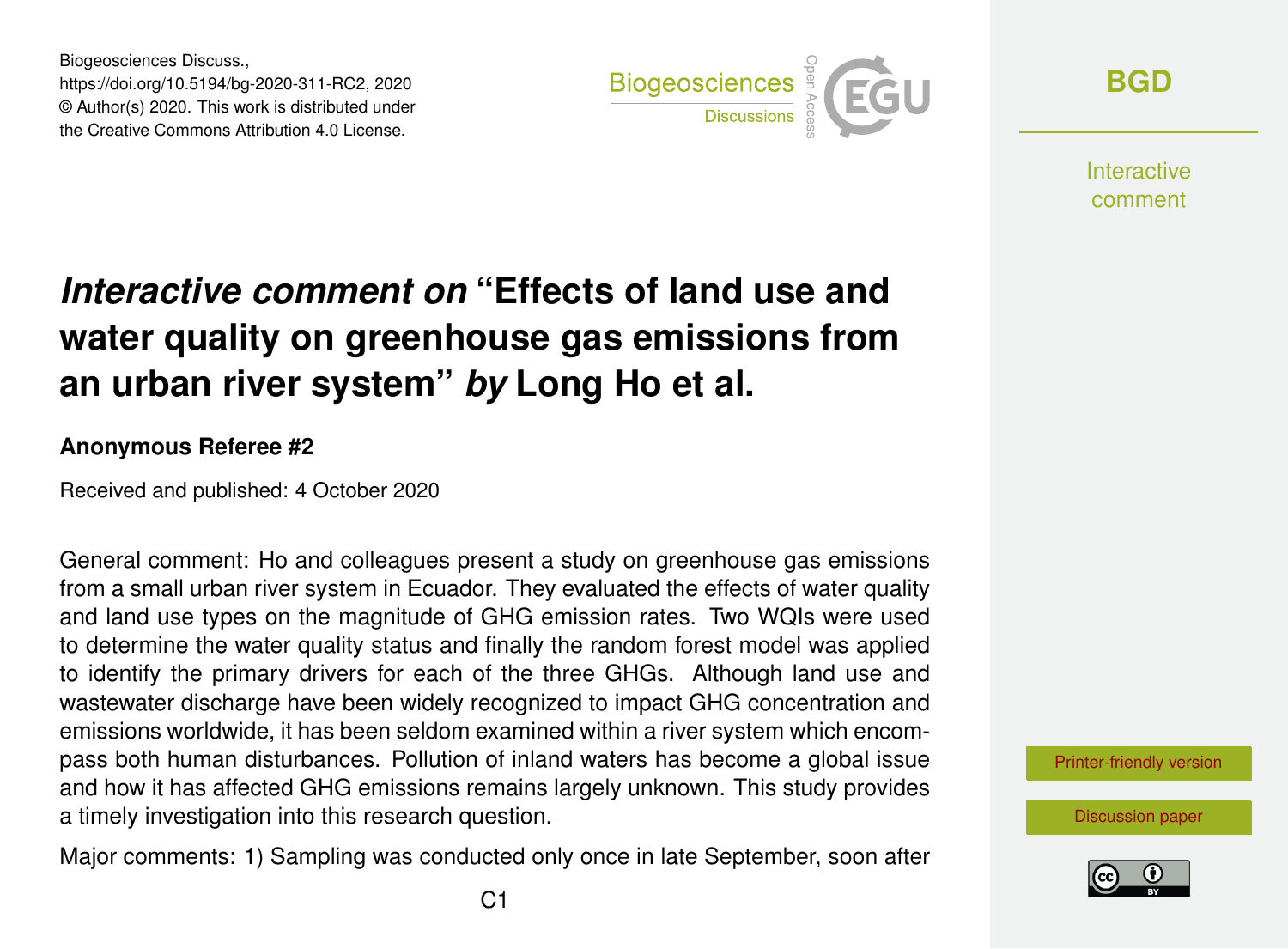# *Interactive comment on* "Effects of land use and water quality on greenhouse gas emissions from an urban river system" *by* Long Ho et al.

**Anonymous Referee #2**

Received and published: 4 October 2020

General comment: Ho and colleagues present a study on greenhouse gas emissions from a small urban river system in Ecuador. They evaluated the effects of water quality and land use types on the magnitude of GHG emission rates. Two WQIs were used to determine the water quality status and finally the random forest model was applied to identify the primary drivers for each of the three GHGs. Although land use and wastewater discharge have been widely recognized to impact GHG concentration and emissions worldwide, it has been seldom examined within a river system which encompass both human disturbances. Pollution of inland waters has become a global issue and how it has affected GHG emissions remains largely unknown. This study provides a timely investigation into this research question.

Major comments: 1) Sampling was conducted only once in late September, soon after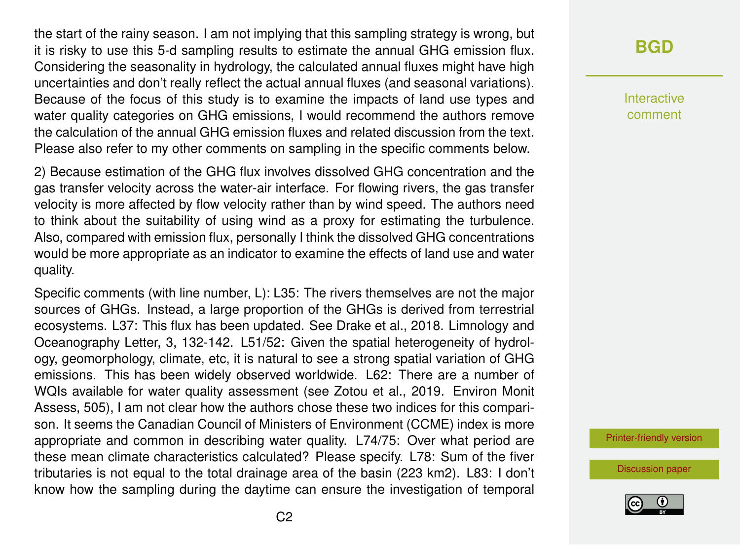the start of the rainy season. I am not implying that this sampling strategy is wrong, but it is risky to use this 5-d sampling results to estimate the annual GHG emission flux. Considering the seasonality in hydrology, the calculated annual fluxes might have high uncertainties and don't really reflect the actual annual fluxes (and seasonal variations). Because of the focus of this study is to examine the impacts of land use types and water quality categories on GHG emissions, I would recommend the authors remove the calculation of the annual GHG emission fluxes and related discussion from the text. Please also refer to my other comments on sampling in the specific comments below.

2) Because estimation of the GHG flux involves dissolved GHG concentration and the gas transfer velocity across the water-air interface. For flowing rivers, the gas transfer velocity is more affected by flow velocity rather than by wind speed. The authors need to think about the suitability of using wind as a proxy for estimating the turbulence. Also, compared with emission flux, personally I think the dissolved GHG concentrations would be more appropriate as an indicator to examine the effects of land use and water quality.

Specific comments (with line number, L): L35: The rivers themselves are not the major sources of GHGs. Instead, a large proportion of the GHGs is derived from terrestrial ecosystems. L37: This flux has been updated. See Drake et al., 2018. Limnology and Oceanography Letter, 3, 132-142. L51/52: Given the spatial heterogeneity of hydrology, geomorphology, climate, etc, it is natural to see a strong spatial variation of GHG emissions. This has been widely observed worldwide. L62: There are a number of WQIs available for water quality assessment (see Zotou et al., 2019. Environ Monit Assess, 505), I am not clear how the authors chose these two indices for this comparison. It seems the Canadian Council of Ministers of Environment (CCME) index is more appropriate and common in describing water quality. L74/75: Over what period are these mean climate characteristics calculated? Please specify. L78: Sum of the fiver tributaries is not equal to the total drainage area of the basin (223 km2). L83: I don't know how the sampling during the daytime can ensure the investigation of temporal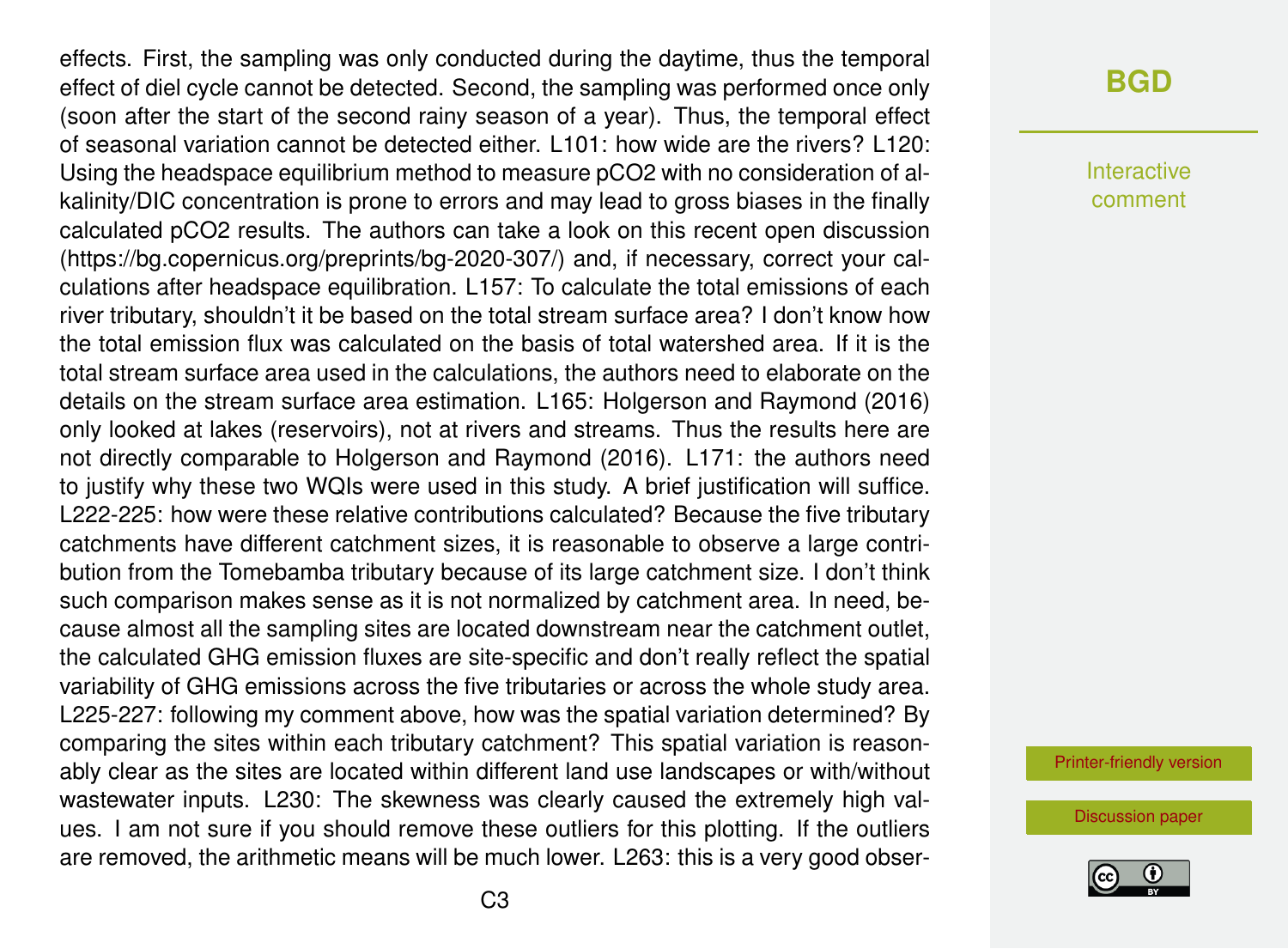effects. First, the sampling was only conducted during the daytime, thus the temporal effect of diel cycle cannot be detected. Second, the sampling was performed once only (soon after the start of the second rainy season of a year). Thus, the temporal effect of seasonal variation cannot be detected either. L101: how wide are the rivers? L120: Using the headspace equilibrium method to measure $pCO_2$ with no consideration of alkalinity/DIC concentration is prone to errors and may lead to gross biases in the finally calculated $pCO_2$ results. The authors can take a look on this recent open discussion (https://bg.copernicus.org/preprints/bg-2020-307/) and, if necessary, correct your calculations after headspace equilibration. L157: To calculate the total emissions of each river tributary, shouldn't it be based on the total stream surface area? I don't know how the total emission flux was calculated on the basis of total watershed area. If it is the total stream surface area used in the calculations, the authors need to elaborate on the details on the stream surface area estimation. L165: Holgerson and Raymond (2016) only looked at lakes (reservoirs), not at rivers and streams. Thus the results here are not directly comparable to Holgerson and Raymond (2016). L171: the authors need to justify why these two WQIs were used in this study. A brief justification will suffice. L222-225: how were these relative contributions calculated? Because the five tributary catchments have different catchment sizes, it is reasonable to observe a large contribution from the Tomebamba tributary because of its large catchment size. I don't think such comparison makes sense as it is not normalized by catchment area. In need, because almost all the sampling sites are located downstream near the catchment outlet, the calculated GHG emission fluxes are site-specific and don't really reflect the spatial variability of GHG emissions across the five tributaries or across the whole study area. L225-227: following my comment above, how was the spatial variation determined? By comparing the sites within each tributary catchment? This spatial variation is reasonably clear as the sites are located within different land use landscapes or with/without wastewater inputs. L230: The skewness was clearly caused the extremely high values. I am not sure if you should remove these outliers for this plotting. If the outliers are removed, the arithmetic means will be much lower. L263: this is a very good obser-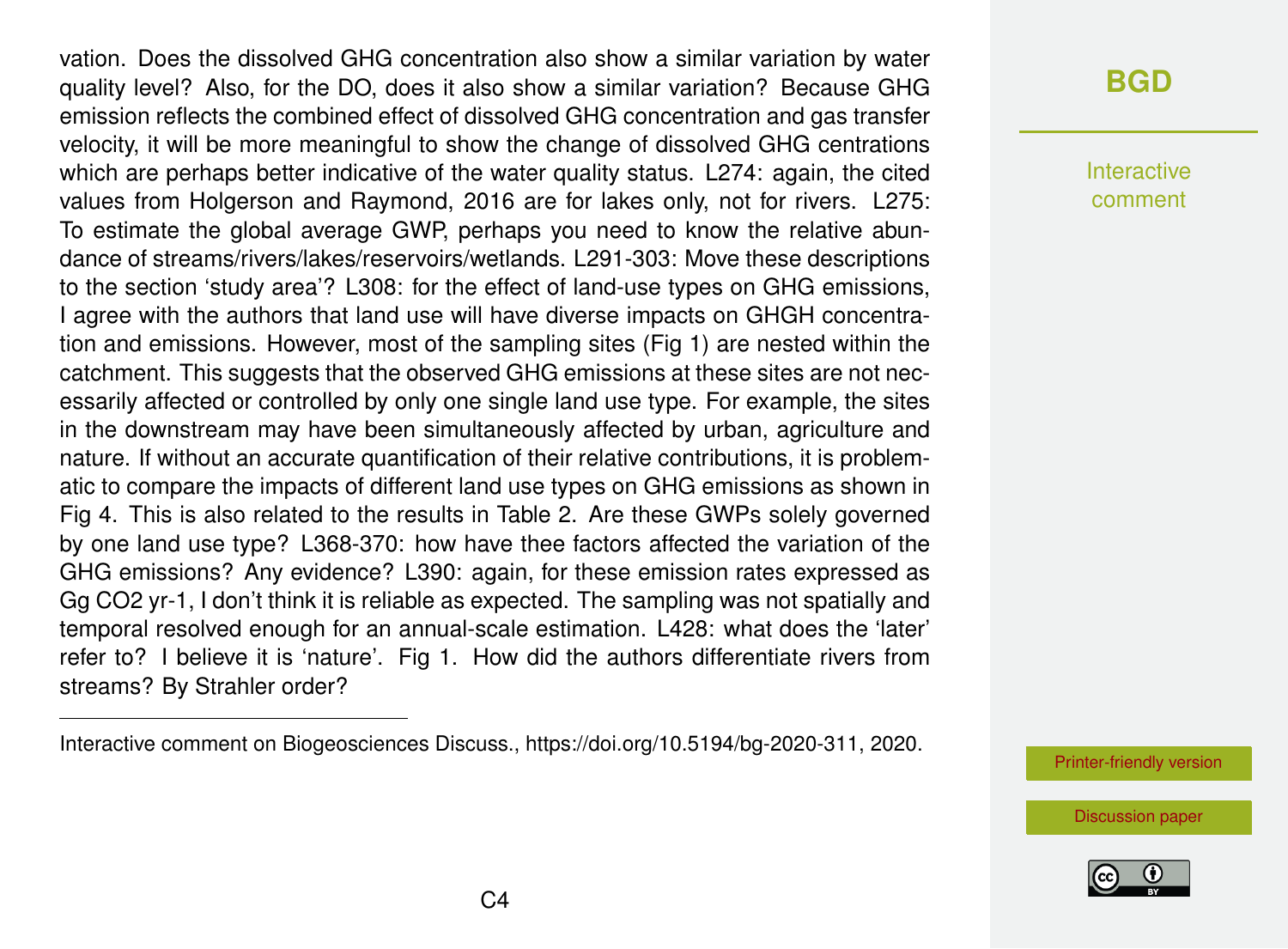vation. Does the dissolved GHG concentration also show a similar variation by water quality level? Also, for the DO, does it also show a similar variation? Because GHG emission reflects the combined effect of dissolved GHG concentration and gas transfer velocity, it will be more meaningful to show the change of dissolved GHG centrations which are perhaps better indicative of the water quality status. L274: again, the cited values from Holgerson and Raymond, 2016 are for lakes only, not for rivers. L275: To estimate the global average GWP, perhaps you need to know the relative abundance of streams/rivers/lakes/reservoirs/wetlands. L291-303: Move these descriptions to the section 'study area'? L308: for the effect of land-use types on GHG emissions, I agree with the authors that land use will have diverse impacts on GHGH concentration and emissions. However, most of the sampling sites (Fig 1) are nested within the catchment. This suggests that the observed GHG emissions at these sites are not necessarily affected or controlled by only one single land use type. For example, the sites in the downstream may have been simultaneously affected by urban, agriculture and nature. If without an accurate quantification of their relative contributions, it is problematic to compare the impacts of different land use types on GHG emissions as shown in Fig 4. This is also related to the results in Table 2. Are these GWPs solely governed by one land use type? L368-370: how have thee factors affected the variation of the GHG emissions? Any evidence? L390: again, for these emission rates expressed as Gg $CO_2$ $yr^{-1}$, I don't think it is reliable as expected. The sampling was not spatially and temporal resolved enough for an annual-scale estimation. L428: what does the 'later' refer to? I believe it is 'nature'. Fig 1. How did the authors differentiate rivers from streams? By Strahler order?

---

Interactive comment on Biogeosciences Discuss., https://doi.org/10.5194/bg-2020-311, 2020.